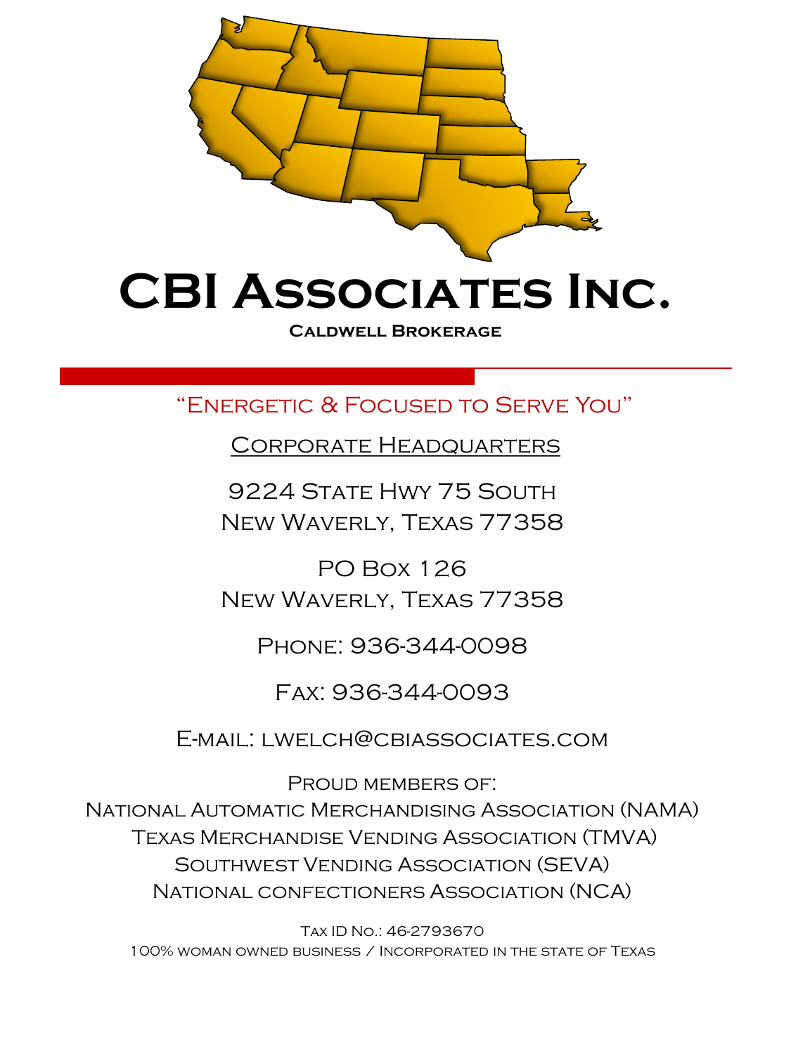# CBI Associates Inc.

**Caldwell Brokerage**

"Energetic & Focused to Serve You"

<u>Corporate Headquarters</u>

9224 State Hwy 75 South
New Waverly, Texas 77358

PO Box 126
New Waverly, Texas 77358

Phone: 936-344-0098

Fax: 936-344-0093

E-mail: lwelch@cbiassociates.com

Proud members of:
National Automatic Merchandising Association (NAMA)
Texas Merchandise Vending Association (TMVA)
Southwest Vending Association (SEVA)
National confectioners Association (NCA)

Tax ID No.: 46-2793670
100% woman owned business / Incorporated in the state of Texas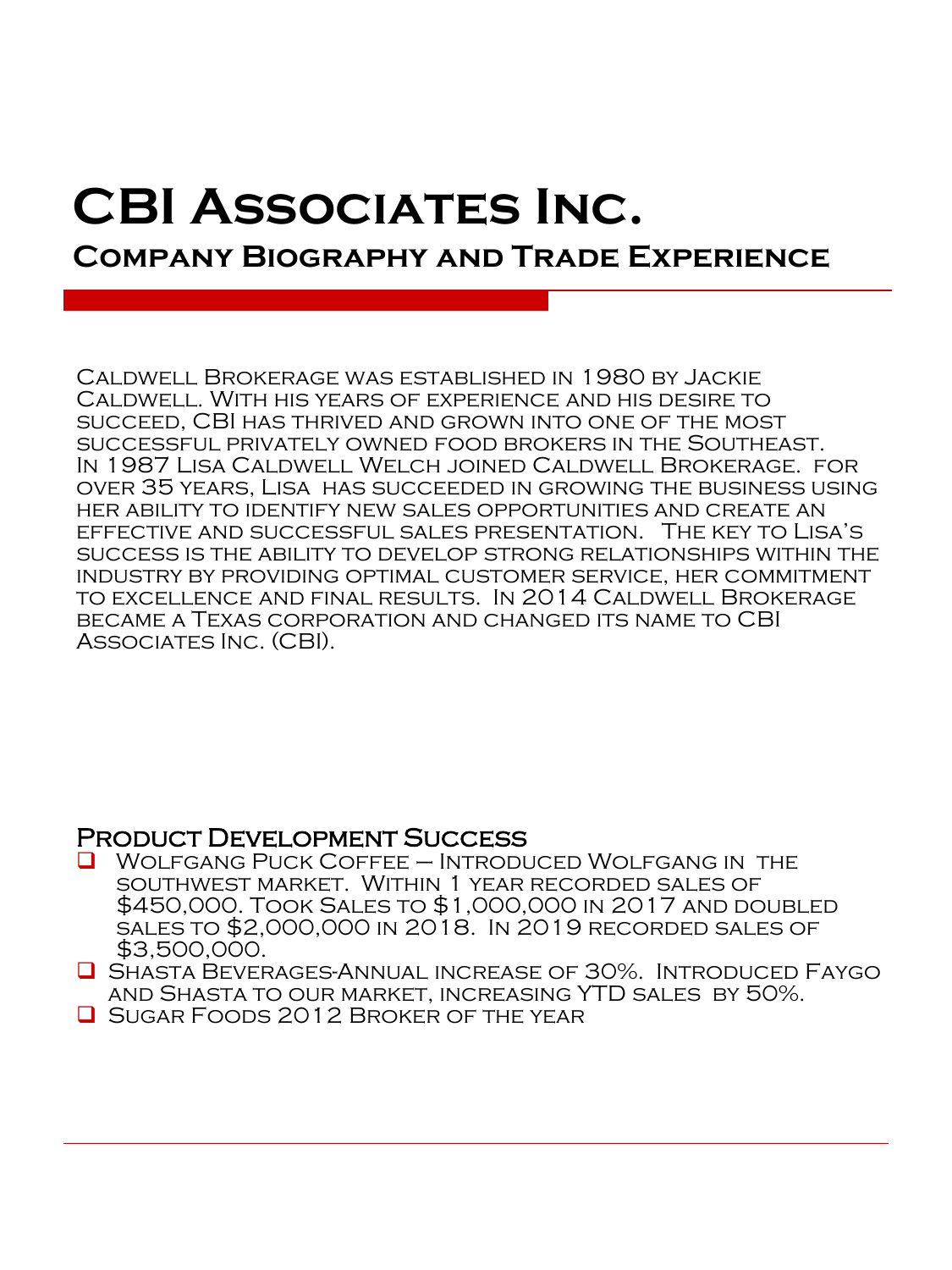# CBI Associates Inc.

## Company Biography and Trade Experience

Caldwell Brokerage was established in 1980 by Jackie Caldwell. With his years of experience and his desire to succeed, CBI has thrived and grown into one of the most successful privately owned food brokers in the Southeast. In 1987 Lisa Caldwell Welch joined Caldwell Brokerage. for over 35 years, Lisa has succeeded in growing the business using her ability to identify new sales opportunities and create an effective and successful sales presentation. The key to Lisa's success is the ability to develop strong relationships within the industry by providing optimal customer service, her commitment to excellence and final results. In 2014 Caldwell Brokerage became a Texas corporation and changed its name to CBI Associates Inc. (CBI).

### Product Development Success

- Wolfgang Puck Coffee – Introduced Wolfgang in the southwest market. Within 1 year recorded sales of $450,000. Took Sales to $1,000,000 in 2017 and doubled sales to $2,000,000 in 2018. In 2019 recorded sales of $3,500,000.
- Shasta Beverages-Annual increase of 30%. Introduced Faygo and Shasta to our market, increasing YTD sales by 50%.
- Sugar Foods 2012 Broker of the year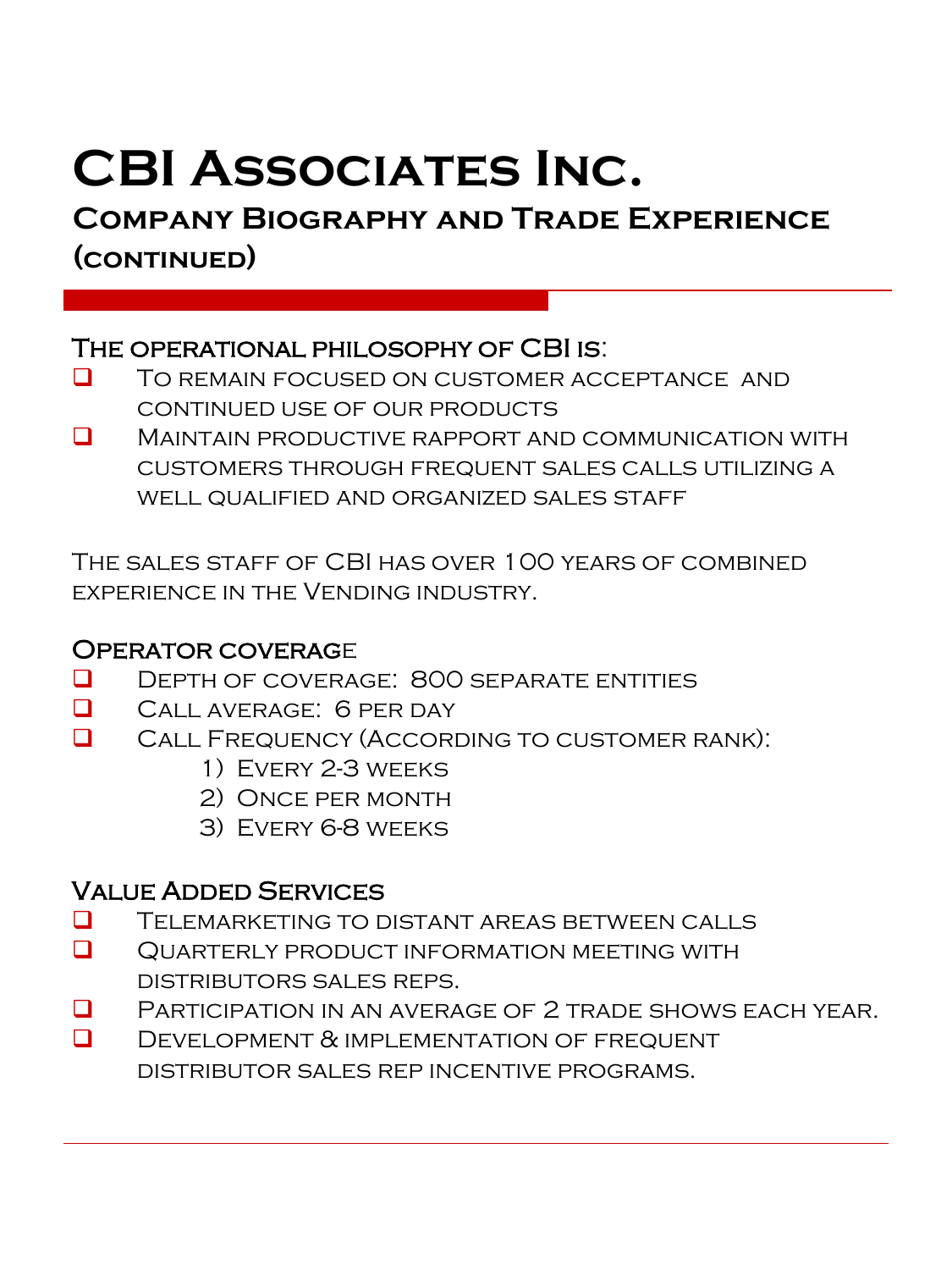# CBI Associates Inc.

## Company Biography and Trade Experience (continued)

### The operational philosophy of CBI is:

- To remain focused on customer acceptance and continued use of our products
- Maintain productive rapport and communication with customers through frequent sales calls utilizing a well qualified and organized sales staff

The sales staff of CBI has over 100 years of combined experience in the Vending industry.

### Operator coverage

- Depth of coverage: 800 separate entities
- Call average: 6 per day
- Call Frequency (According to customer rank):
  1) Every 2-3 weeks
  2) Once per month
  3) Every 6-8 weeks

### Value Added Services

- Telemarketing to distant areas between calls
- Quarterly product information meeting with distributors sales reps.
- Participation in an average of 2 trade shows each year.
- Development & implementation of frequent distributor sales rep incentive programs.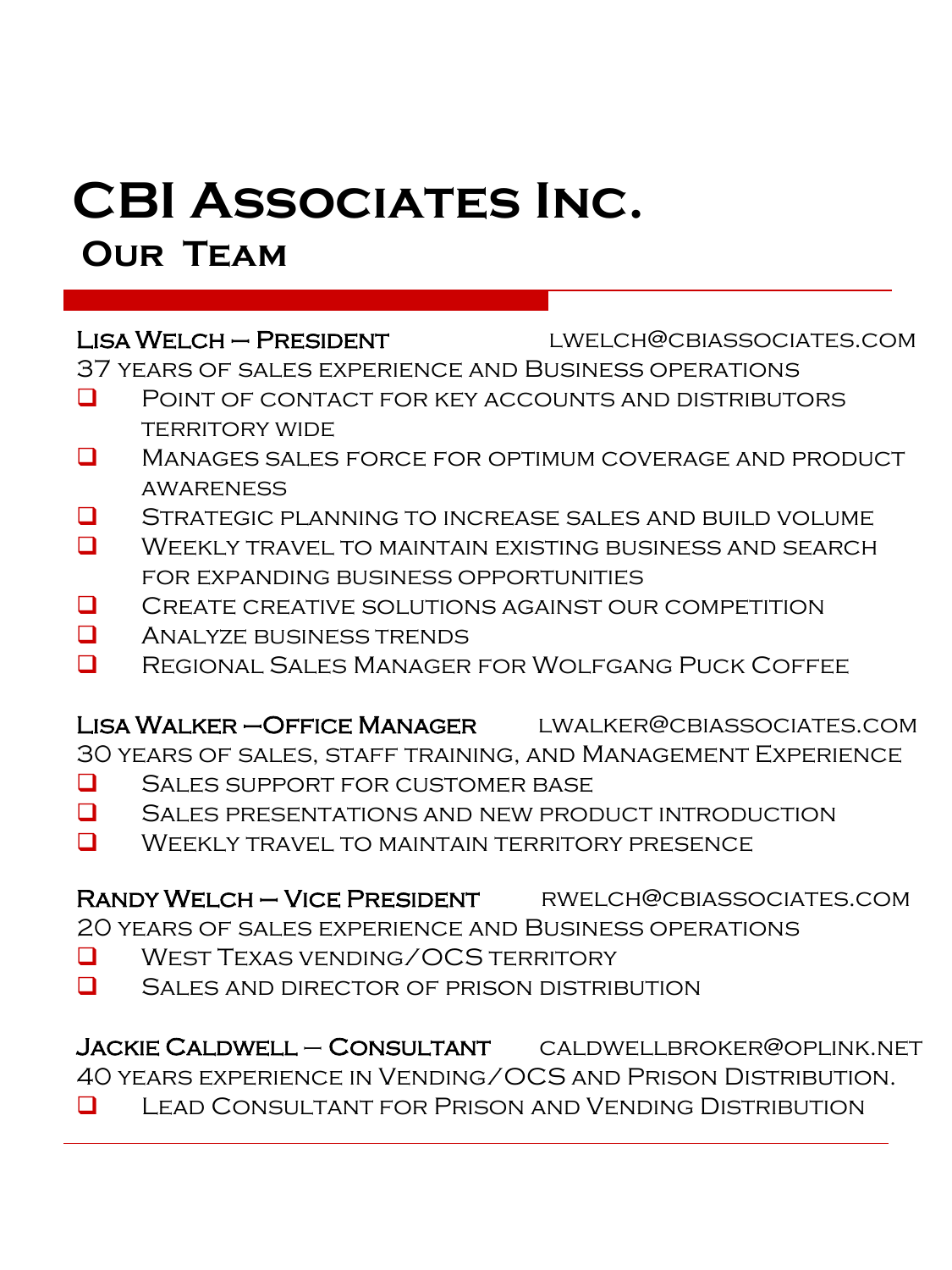# CBI Associates Inc.

## Our Team

**Lisa Welch – President** lwelch@cbiassociates.com

37 years of sales experience and Business operations

- Point of contact for key accounts and distributors territory wide
- Manages sales force for optimum coverage and product awareness
- Strategic planning to increase sales and build volume
- Weekly travel to maintain existing business and search for expanding business opportunities
- Create creative solutions against our competition
- Analyze business trends
- Regional Sales Manager for Wolfgang Puck Coffee

**Lisa Walker –Office Manager** lwalker@cbiassociates.com

30 years of sales, staff training, and Management Experience

- Sales support for customer base
- Sales presentations and new product introduction
- Weekly travel to maintain territory presence

**Randy Welch – Vice President** rwelch@cbiassociates.com

20 years of sales experience and Business operations

- West Texas vending/OCS territory
- Sales and director of prison distribution

**Jackie Caldwell – Consultant** caldwellbroker@oplink.net

40 years experience in Vending/OCS and Prison Distribution.

- Lead Consultant for Prison and Vending Distribution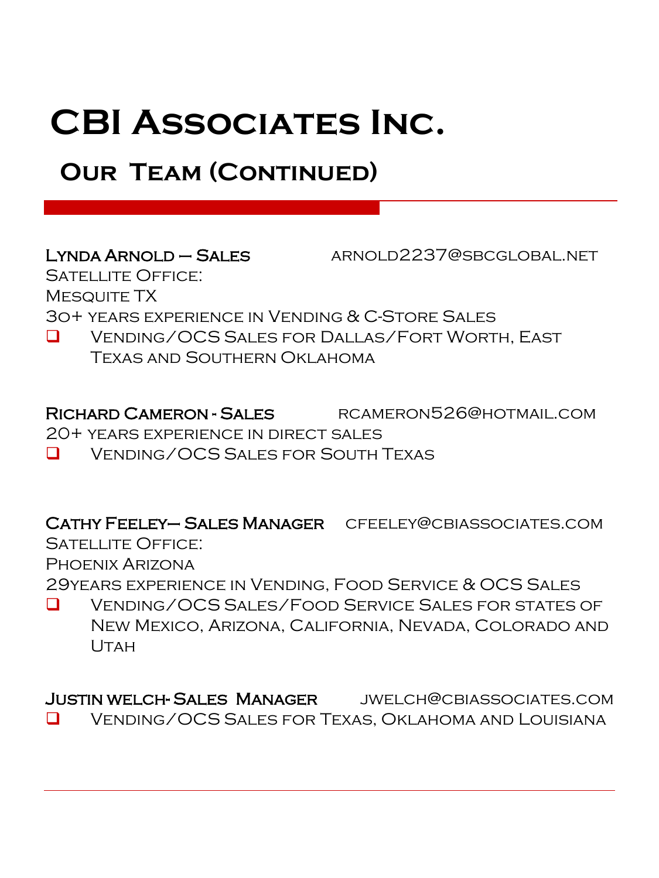# CBI Associates Inc.

## Our Team (Continued)

**Lynda Arnold – Sales** arnold2237@sbcglobal.net
Satellite Office:
Mesquite TX
30+ years experience in Vending & C-Store Sales

- Vending/OCS Sales for Dallas/Fort Worth, East Texas and Southern Oklahoma

**Richard Cameron - Sales** rcameron526@hotmail.com
20+ years experience in direct sales

- Vending/OCS Sales for South Texas

**Cathy Feeley– Sales Manager** cfeeley@cbiassociates.com
Satellite Office:
Phoenix Arizona
29years experience in Vending, Food Service & OCS Sales

- Vending/OCS Sales/Food Service Sales for states of New Mexico, Arizona, California, Nevada, Colorado and Utah

**Justin welch- Sales Manager** jwelch@cbiassociates.com

- Vending/OCS Sales for Texas, Oklahoma and Louisiana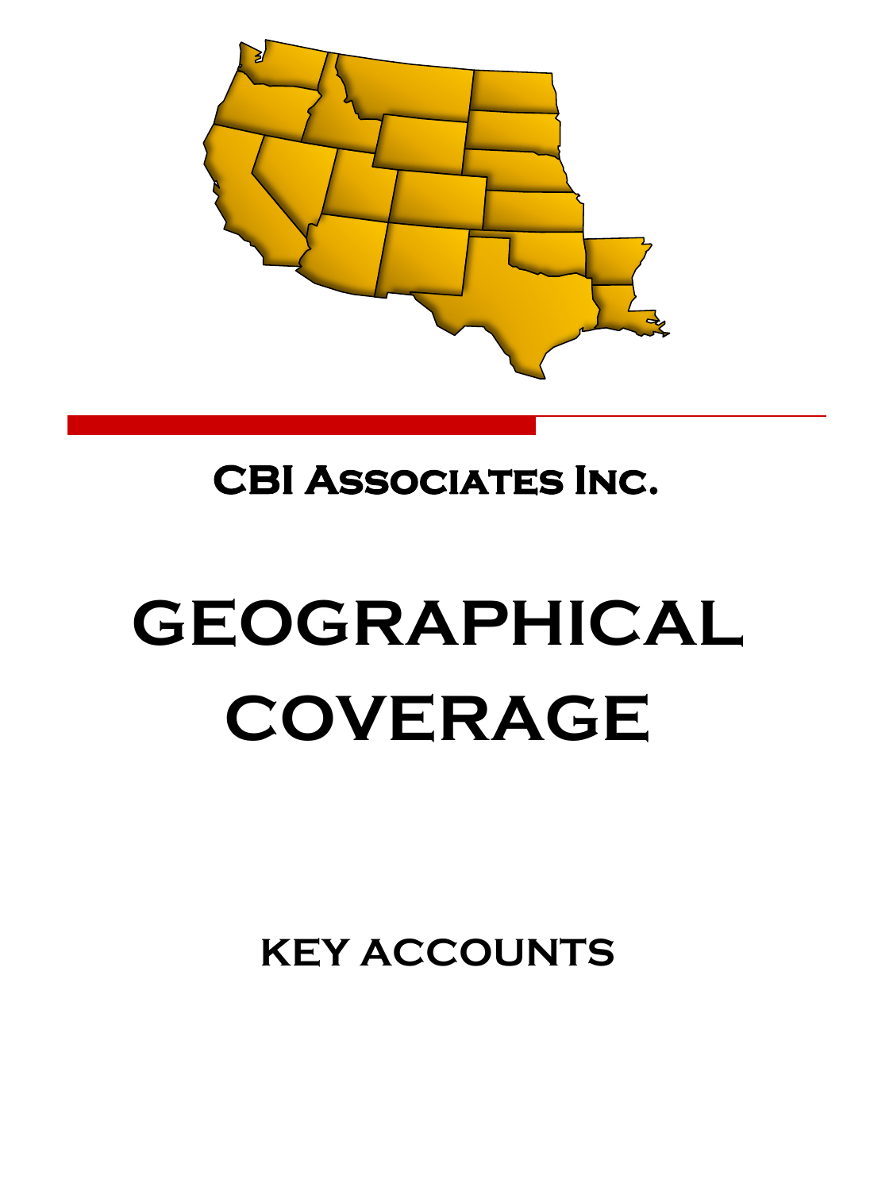## CBI Associates Inc.

# GEOGRAPHICAL COVERAGE

## KEY ACCOUNTS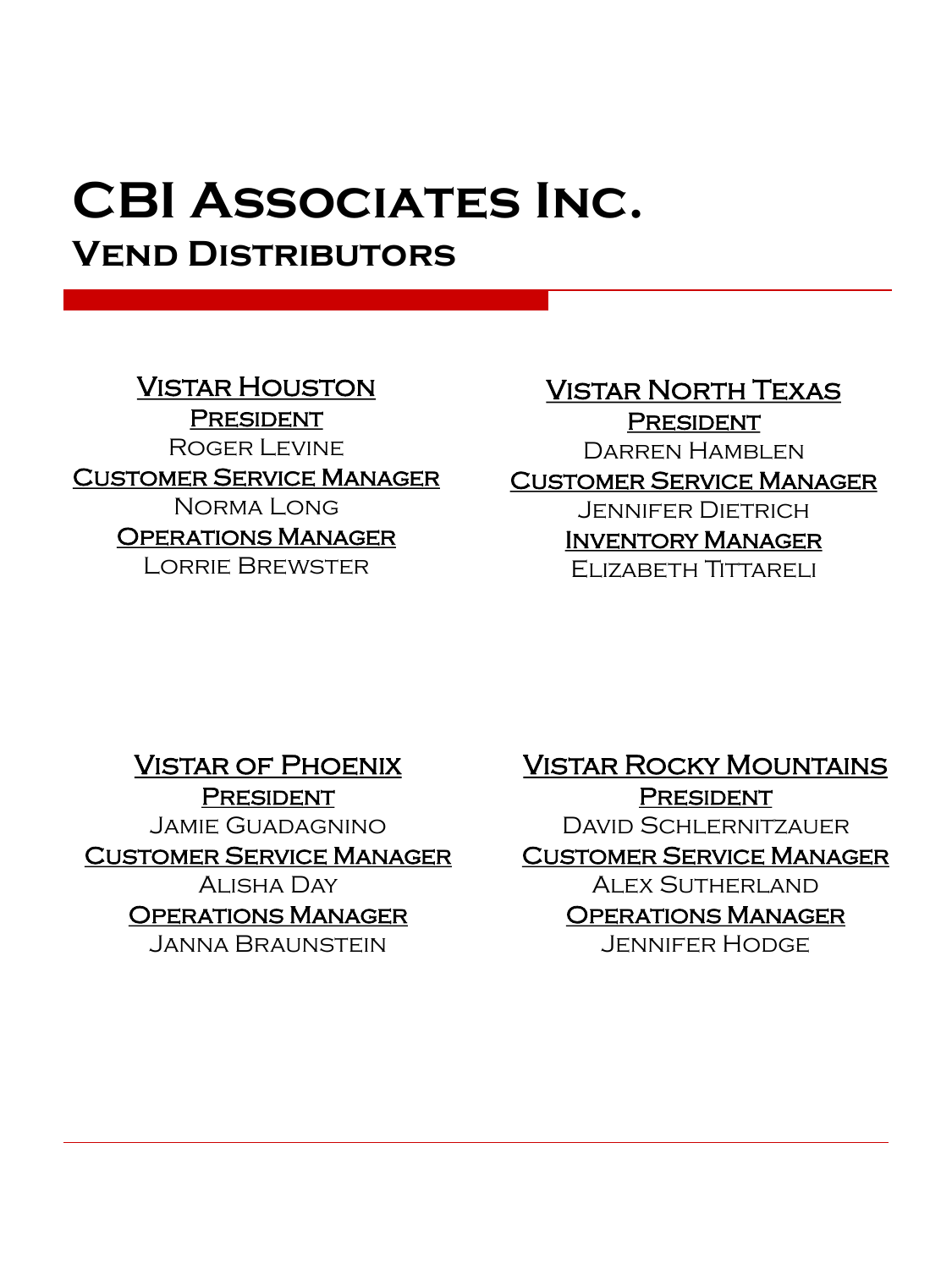# CBI Associates Inc.

## Vend Distributors

### Vistar Houston

**President**
Roger Levine

**Customer Service Manager**
Norma Long

**Operations Manager**
Lorrie Brewster

### Vistar North Texas

**President**
Darren Hamblen

**Customer Service Manager**
Jennifer Dietrich

**Inventory Manager**
Elizabeth Tittareli

### Vistar of Phoenix

**President**
Jamie Guadagnino

**Customer Service Manager**
Alisha Day

**Operations Manager**
Janna Braunstein

### Vistar Rocky Mountains

**President**
David Schlernitzauer

**Customer Service Manager**
Alex Sutherland

**Operations Manager**
Jennifer Hodge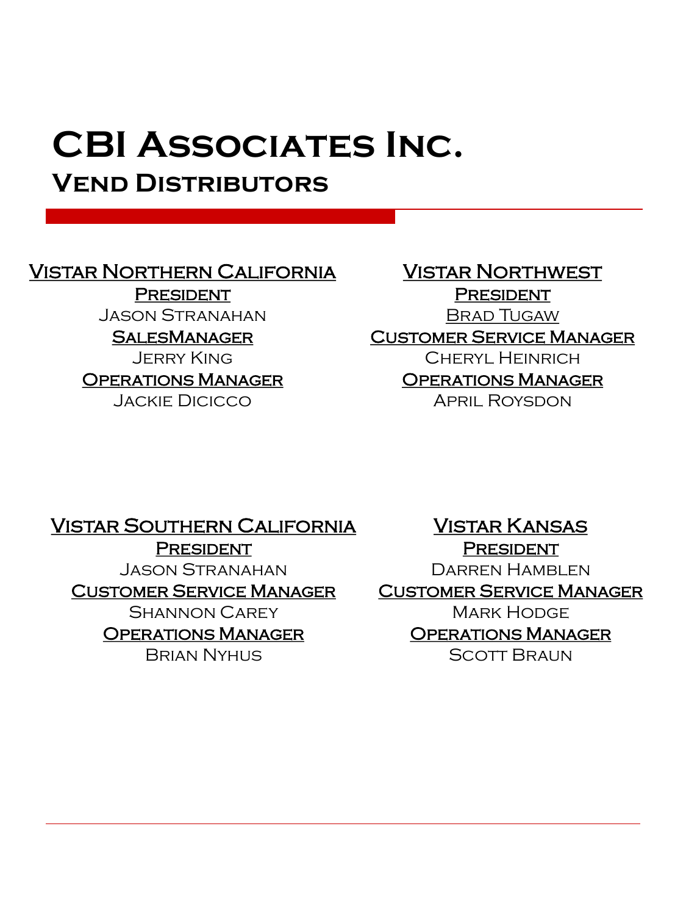# CBI Associates Inc.

## Vend Distributors

### Vistar Northern California

**President**

Jason Stranahan

**SalesManager**

Jerry King

**Operations Manager**

Jackie Dicicco

### Vistar Northwest

**President**

Brad Tugaw

**Customer Service Manager**

Cheryl Heinrich

**Operations Manager**

April Roysdon

### Vistar Southern California

**President**

Jason Stranahan

**Customer Service Manager**

Shannon Carey

**Operations Manager**

Brian Nyhus

### Vistar Kansas

**President**

Darren Hamblen

**Customer Service Manager**

Mark Hodge

**Operations Manager**

Scott Braun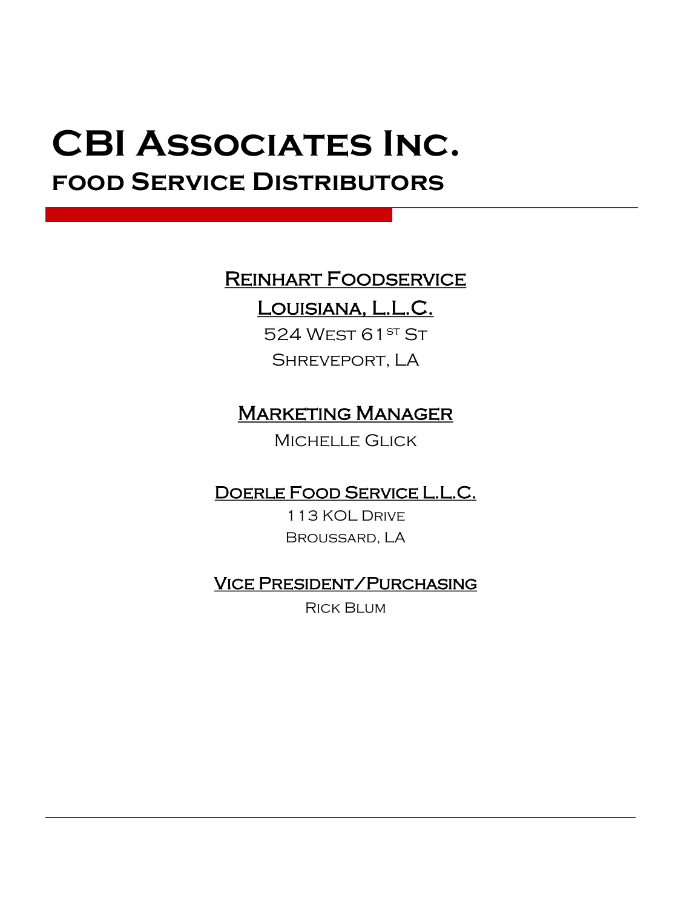# CBI Associates Inc.

## food Service Distributors

**Reinhart Foodservice**
**Louisiana, L.L.C.**

524 West 61st St
Shreveport, LA

**Marketing Manager**

Michelle Glick

**Doerle Food Service L.L.C.**

113 KOL Drive
Broussard, LA

**Vice President/Purchasing**

Rick Blum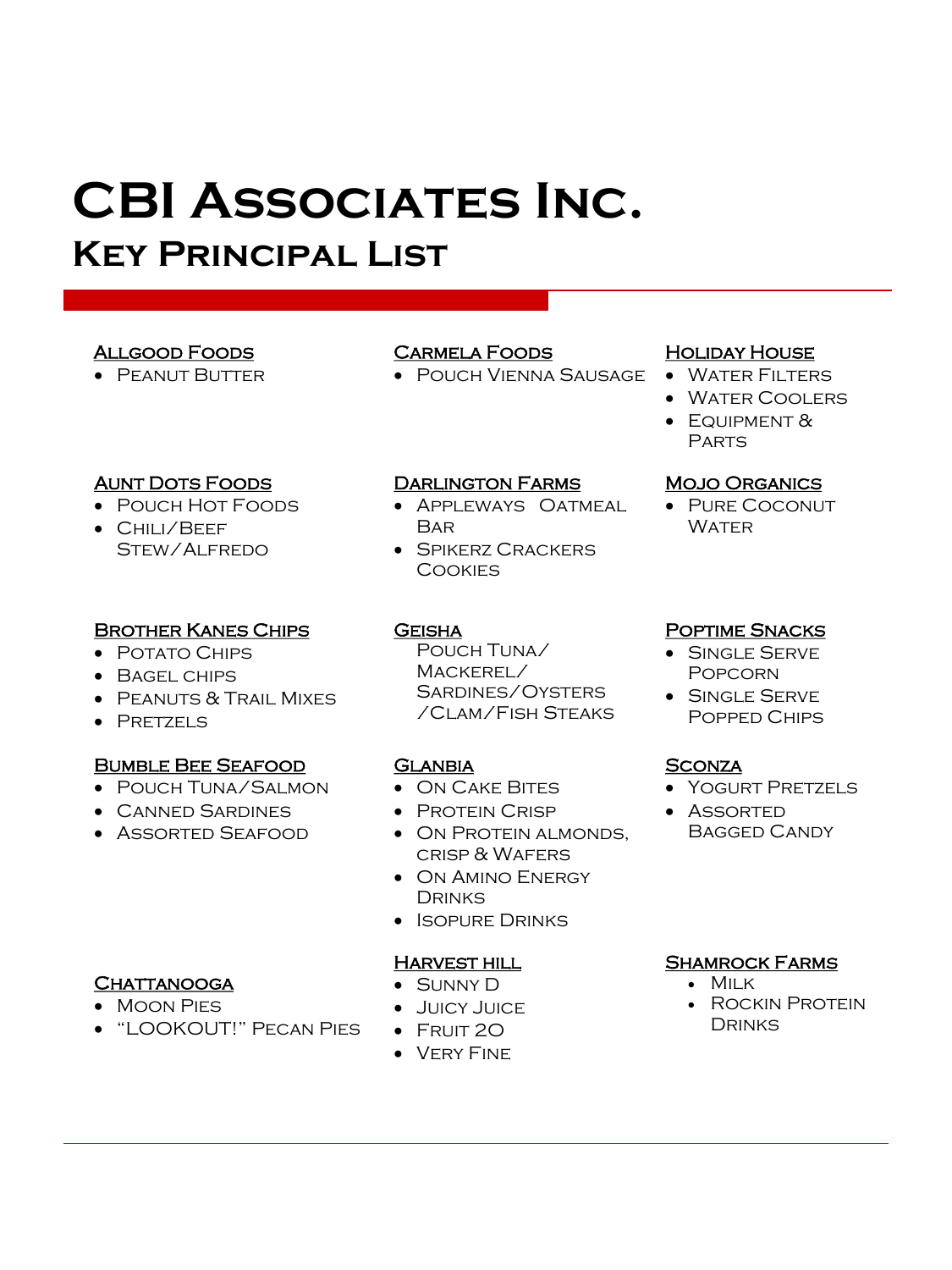# CBI Associates Inc.

## Key Principal List

### Allgood Foods

- Peanut Butter

### Aunt Dots Foods

- Pouch Hot Foods
- Chili/Beef Stew/Alfredo

### Brother Kanes Chips

- Potato Chips
- Bagel chips
- Peanuts & Trail Mixes
- Pretzels

### Bumble Bee Seafood

- Pouch Tuna/Salmon
- Canned Sardines
- Assorted Seafood

### Chattanooga

- Moon Pies
- "LOOKOUT!" Pecan Pies

### Carmela Foods

- Pouch Vienna Sausage

### Darlington Farms

- Appleways Oatmeal Bar
- Spikerz Crackers Cookies

### Geisha

Pouch Tuna/ Mackerel/ Sardines/Oysters /Clam/Fish Steaks

### Glanbia

- ON Cake Bites
- Protein Crisp
- ON Protein almonds, crisp & Wafers
- ON Amino Energy Drinks
- Isopure Drinks

### Harvest hill

- Sunny D
- Juicy Juice
- Fruit 2O
- Very Fine

### Holiday House

- Water Filters
- Water Coolers
- Equipment & Parts

### Mojo Organics

- Pure Coconut Water

### Poptime Snacks

- Single Serve Popcorn
- Single Serve Popped Chips

### Sconza

- Yogurt Pretzels
- Assorted Bagged Candy

### Shamrock Farms

- Milk
- Rockin Protein Drinks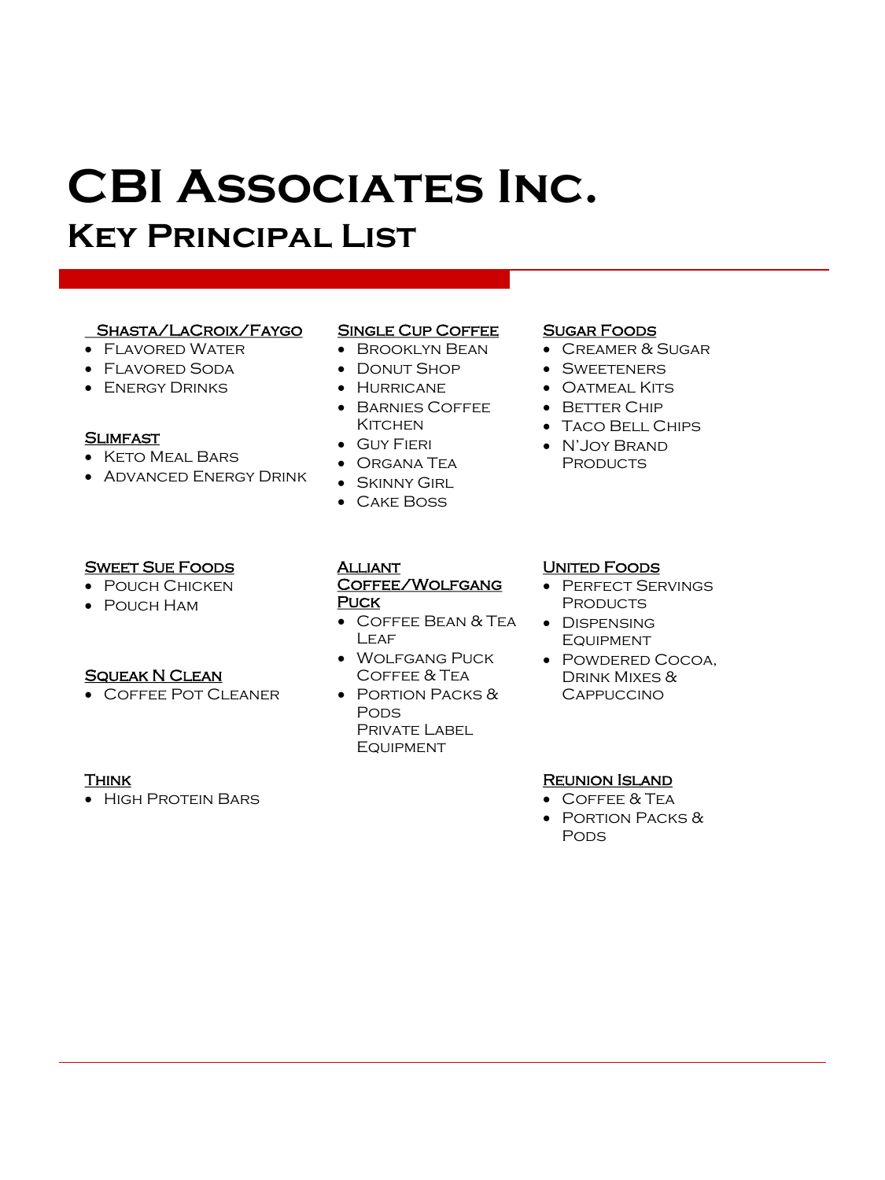# CBI Associates Inc.

## Key Principal List

### Shasta/LaCroix/Faygo

- Flavored Water
- Flavored Soda
- Energy Drinks

### Slimfast

- Keto Meal Bars
- Advanced Energy Drink

### Single Cup Coffee

- Brooklyn Bean
- Donut Shop
- Hurricane
- Barnies Coffee Kitchen
- Guy Fieri
- Organa Tea
- Skinny Girl
- Cake Boss

### Sugar Foods

- Creamer & Sugar
- Sweeteners
- Oatmeal Kits
- Better Chip
- Taco Bell Chips
- N'Joy Brand Products

### Sweet Sue Foods

- Pouch Chicken
- Pouch Ham

### Squeak N Clean

- Coffee Pot Cleaner

### Think

- High Protein Bars

### Alliant Coffee/Wolfgang Puck

- Coffee Bean & Tea Leaf
- Wolfgang Puck Coffee & Tea
- Portion Packs & Pods
  Private Label Equipment

### United Foods

- Perfect Servings Products
- Dispensing Equipment
- Powdered Cocoa, Drink Mixes & Cappuccino

### Reunion Island

- Coffee & Tea
- Portion Packs & Pods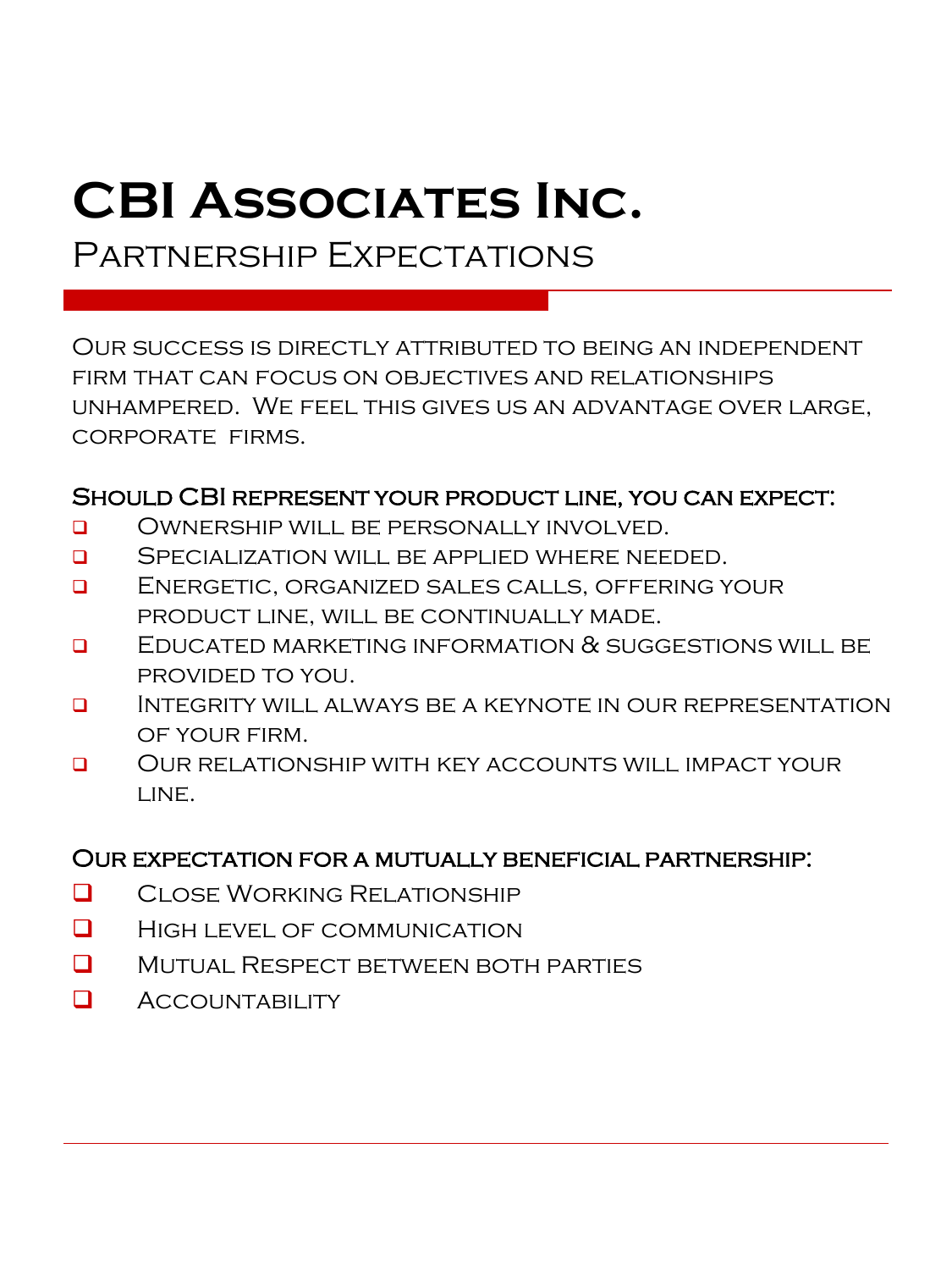# CBI Associates Inc.

## Partnership Expectations

Our success is directly attributed to being an independent firm that can focus on objectives and relationships unhampered. We feel this gives us an advantage over large, corporate firms.

### Should CBI represent your product line, you can expect:

- Ownership will be personally involved.
- Specialization will be applied where needed.
- Energetic, organized sales calls, offering your product line, will be continually made.
- Educated marketing information & suggestions will be provided to you.
- Integrity will always be a keynote in our representation of your firm.
- Our relationship with key accounts will impact your line.

### Our expectation for a mutually beneficial partnership:

- Close Working Relationship
- High level of communication
- Mutual Respect between both parties
- Accountability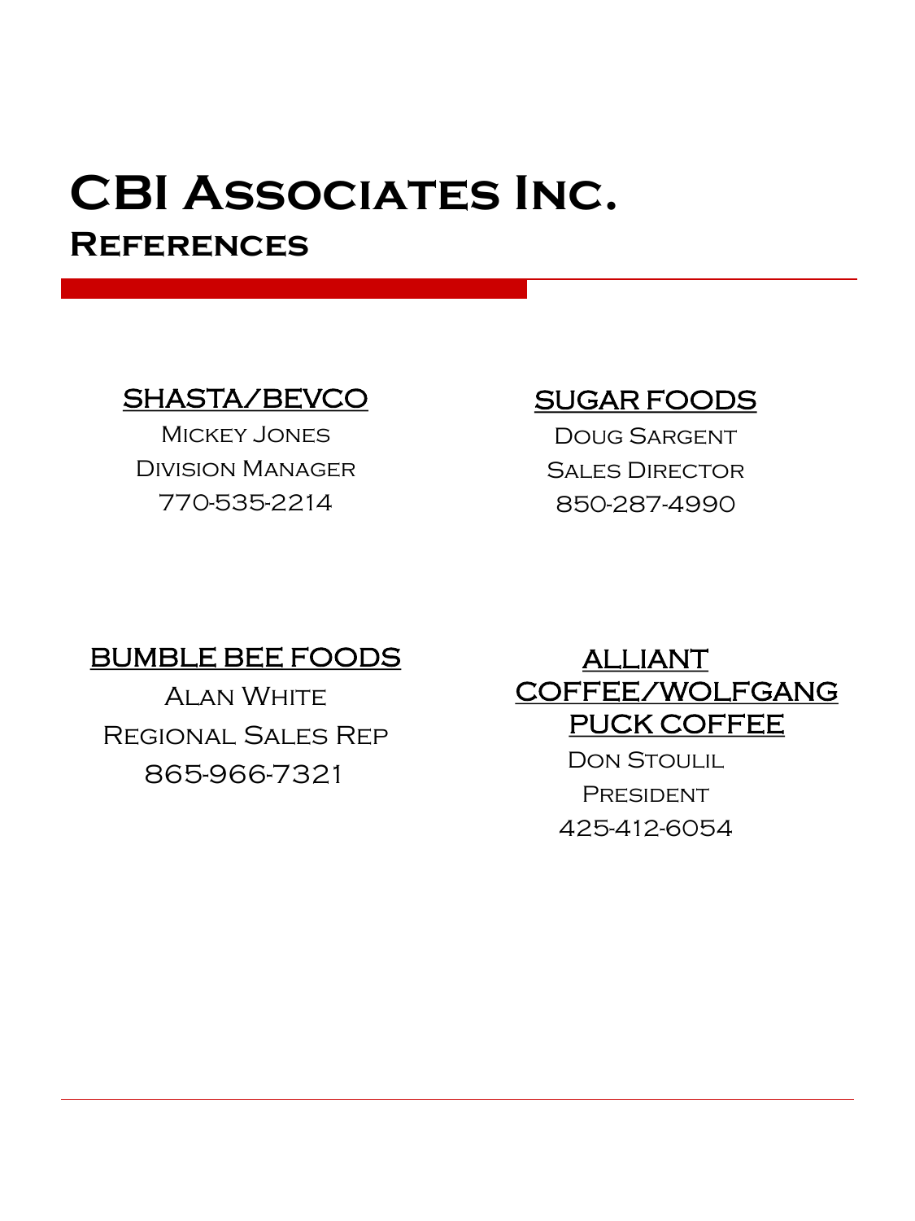# CBI Associates Inc.

## References

### SHASTA/BEVCO

Mickey Jones

Division Manager

770-535-2214

### SUGAR FOODS

Doug Sargent

Sales Director

850-287-4990

### BUMBLE BEE FOODS

Alan White

Regional Sales Rep

865-966-7321

### ALLIANT COFFEE/WOLFGANG PUCK COFFEE

Don Stoulil

President

425-412-6054